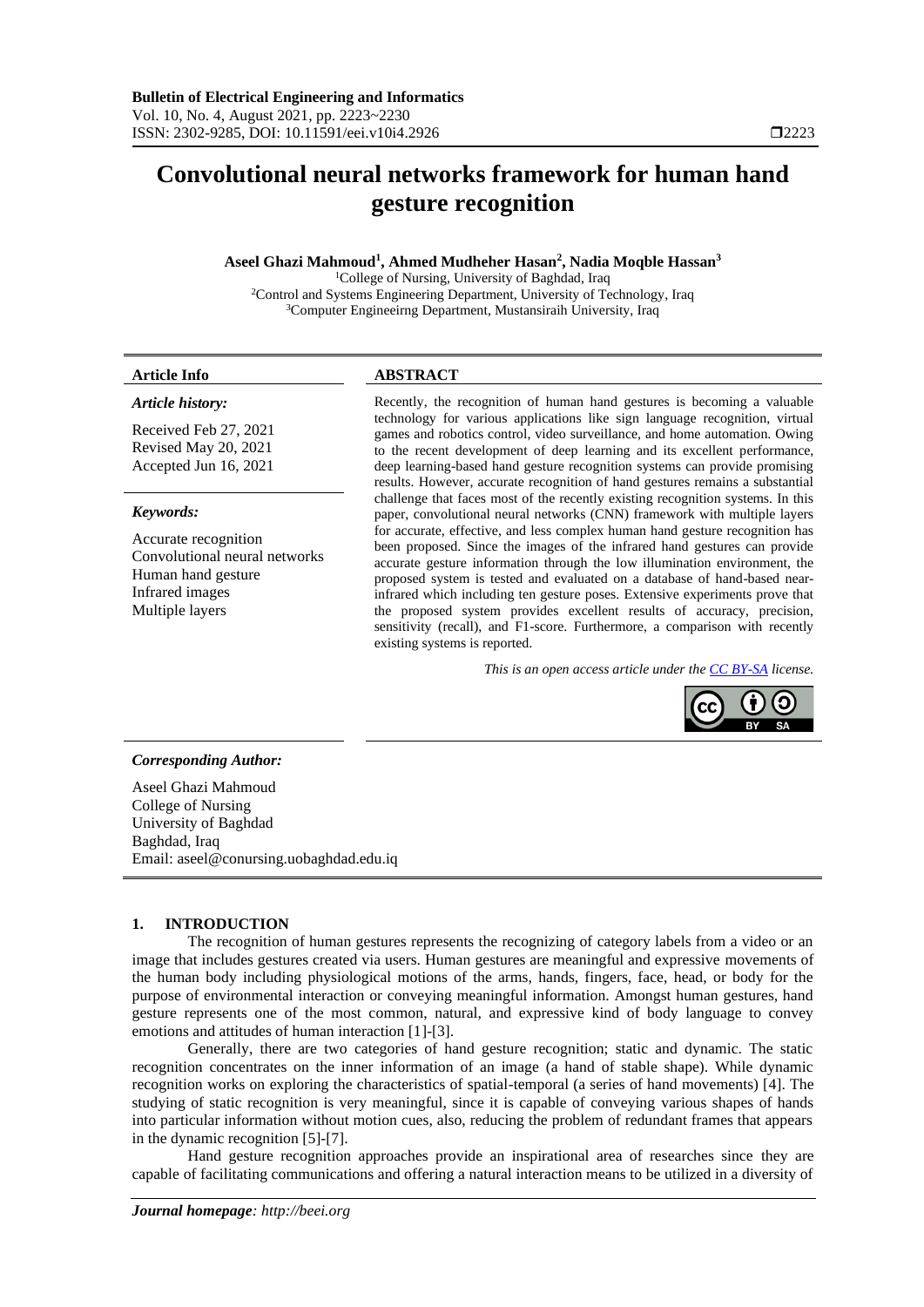# Convolutional neural networks framework for human hand gesture recognition

**Aseel Ghazi Mahmoud[1], Ahmed Mudheher Hasan[2], Nadia Moqble Hassan[3]**

[1]College of Nursing, University of Baghdad, Iraq
[2]Control and Systems Engineering Department, University of Technology, Iraq
[3]Computer Engineeirng Department, Mustansiraih University, Iraq

**Article Info**

*Article history:*

Received Feb 27, 2021
Revised May 20, 2021
Accepted Jun 16, 2021

*Keywords:*

Accurate recognition
Convolutional neural networks
Human hand gesture
Infrared images
Multiple layers

**ABSTRACT**

Recently, the recognition of human hand gestures is becoming a valuable technology for various applications like sign language recognition, virtual games and robotics control, video surveillance, and home automation. Owing to the recent development of deep learning and its excellent performance, deep learning-based hand gesture recognition systems can provide promising results. However, accurate recognition of hand gestures remains a substantial challenge that faces most of the recently existing recognition systems. In this paper, convolutional neural networks (CNN) framework with multiple layers for accurate, effective, and less complex human hand gesture recognition has been proposed. Since the images of the infrared hand gestures can provide accurate gesture information through the low illumination environment, the proposed system is tested and evaluated on a database of hand-based near-infrared which including ten gesture poses. Extensive experiments prove that the proposed system provides excellent results of accuracy, precision, sensitivity (recall), and F1-score. Furthermore, a comparison with recently existing systems is reported.

*This is an open access article under the CC BY-SA license.*

***Corresponding Author:***

Aseel Ghazi Mahmoud
College of Nursing
University of Baghdad
Baghdad, Iraq
Email: aseel@conursing.uobaghdad.edu.iq

## 1. INTRODUCTION

The recognition of human gestures represents the recognizing of category labels from a video or an image that includes gestures created via users. Human gestures are meaningful and expressive movements of the human body including physiological motions of the arms, hands, fingers, face, head, or body for the purpose of environmental interaction or conveying meaningful information. Amongst human gestures, hand gesture represents one of the most common, natural, and expressive kind of body language to convey emotions and attitudes of human interaction [1]-[3].

Generally, there are two categories of hand gesture recognition; static and dynamic. The static recognition concentrates on the inner information of an image (a hand of stable shape). While dynamic recognition works on exploring the characteristics of spatial-temporal (a series of hand movements) [4]. The studying of static recognition is very meaningful, since it is capable of conveying various shapes of hands into particular information without motion cues, also, reducing the problem of redundant frames that appears in the dynamic recognition [5]-[7].

Hand gesture recognition approaches provide an inspirational area of researches since they are capable of facilitating communications and offering a natural interaction means to be utilized in a diversity of

*Journal homepage: http://beei.org*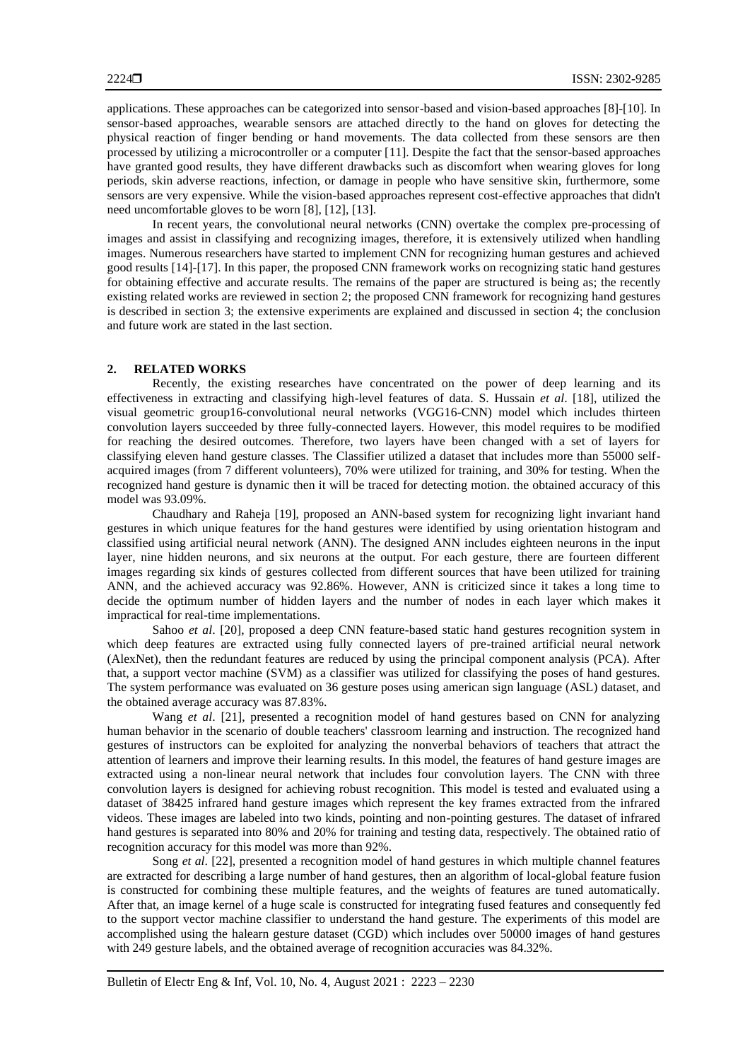applications. These approaches can be categorized into sensor-based and vision-based approaches [8]-[10]. In sensor-based approaches, wearable sensors are attached directly to the hand on gloves for detecting the physical reaction of finger bending or hand movements. The data collected from these sensors are then processed by utilizing a microcontroller or a computer [11]. Despite the fact that the sensor-based approaches have granted good results, they have different drawbacks such as discomfort when wearing gloves for long periods, skin adverse reactions, infection, or damage in people who have sensitive skin, furthermore, some sensors are very expensive. While the vision-based approaches represent cost-effective approaches that didn't need uncomfortable gloves to be worn [8], [12], [13].

In recent years, the convolutional neural networks (CNN) overtake the complex pre-processing of images and assist in classifying and recognizing images, therefore, it is extensively utilized when handling images. Numerous researchers have started to implement CNN for recognizing human gestures and achieved good results [14]-[17]. In this paper, the proposed CNN framework works on recognizing static hand gestures for obtaining effective and accurate results. The remains of the paper are structured is being as; the recently existing related works are reviewed in section 2; the proposed CNN framework for recognizing hand gestures is described in section 3; the extensive experiments are explained and discussed in section 4; the conclusion and future work are stated in the last section.

## 2. RELATED WORKS

Recently, the existing researches have concentrated on the power of deep learning and its effectiveness in extracting and classifying high-level features of data. S. Hussain *et al*. [18], utilized the visual geometric group16-convolutional neural networks (VGG16-CNN) model which includes thirteen convolution layers succeeded by three fully-connected layers. However, this model requires to be modified for reaching the desired outcomes. Therefore, two layers have been changed with a set of layers for classifying eleven hand gesture classes. The Classifier utilized a dataset that includes more than 55000 self-acquired images (from 7 different volunteers), 70% were utilized for training, and 30% for testing. When the recognized hand gesture is dynamic then it will be traced for detecting motion. the obtained accuracy of this model was 93.09%.

Chaudhary and Raheja [19], proposed an ANN-based system for recognizing light invariant hand gestures in which unique features for the hand gestures were identified by using orientation histogram and classified using artificial neural network (ANN). The designed ANN includes eighteen neurons in the input layer, nine hidden neurons, and six neurons at the output. For each gesture, there are fourteen different images regarding six kinds of gestures collected from different sources that have been utilized for training ANN, and the achieved accuracy was 92.86%. However, ANN is criticized since it takes a long time to decide the optimum number of hidden layers and the number of nodes in each layer which makes it impractical for real-time implementations.

Sahoo *et al*. [20], proposed a deep CNN feature-based static hand gestures recognition system in which deep features are extracted using fully connected layers of pre-trained artificial neural network (AlexNet), then the redundant features are reduced by using the principal component analysis (PCA). After that, a support vector machine (SVM) as a classifier was utilized for classifying the poses of hand gestures. The system performance was evaluated on 36 gesture poses using american sign language (ASL) dataset, and the obtained average accuracy was 87.83%.

Wang *et al*. [21], presented a recognition model of hand gestures based on CNN for analyzing human behavior in the scenario of double teachers' classroom learning and instruction. The recognized hand gestures of instructors can be exploited for analyzing the nonverbal behaviors of teachers that attract the attention of learners and improve their learning results. In this model, the features of hand gesture images are extracted using a non-linear neural network that includes four convolution layers. The CNN with three convolution layers is designed for achieving robust recognition. This model is tested and evaluated using a dataset of 38425 infrared hand gesture images which represent the key frames extracted from the infrared videos. These images are labeled into two kinds, pointing and non-pointing gestures. The dataset of infrared hand gestures is separated into 80% and 20% for training and testing data, respectively. The obtained ratio of recognition accuracy for this model was more than 92%.

Song *et al*. [22], presented a recognition model of hand gestures in which multiple channel features are extracted for describing a large number of hand gestures, then an algorithm of local-global feature fusion is constructed for combining these multiple features, and the weights of features are tuned automatically. After that, an image kernel of a huge scale is constructed for integrating fused features and consequently fed to the support vector machine classifier to understand the hand gesture. The experiments of this model are accomplished using the halearn gesture dataset (CGD) which includes over 50000 images of hand gestures with 249 gesture labels, and the obtained average of recognition accuracies was 84.32%.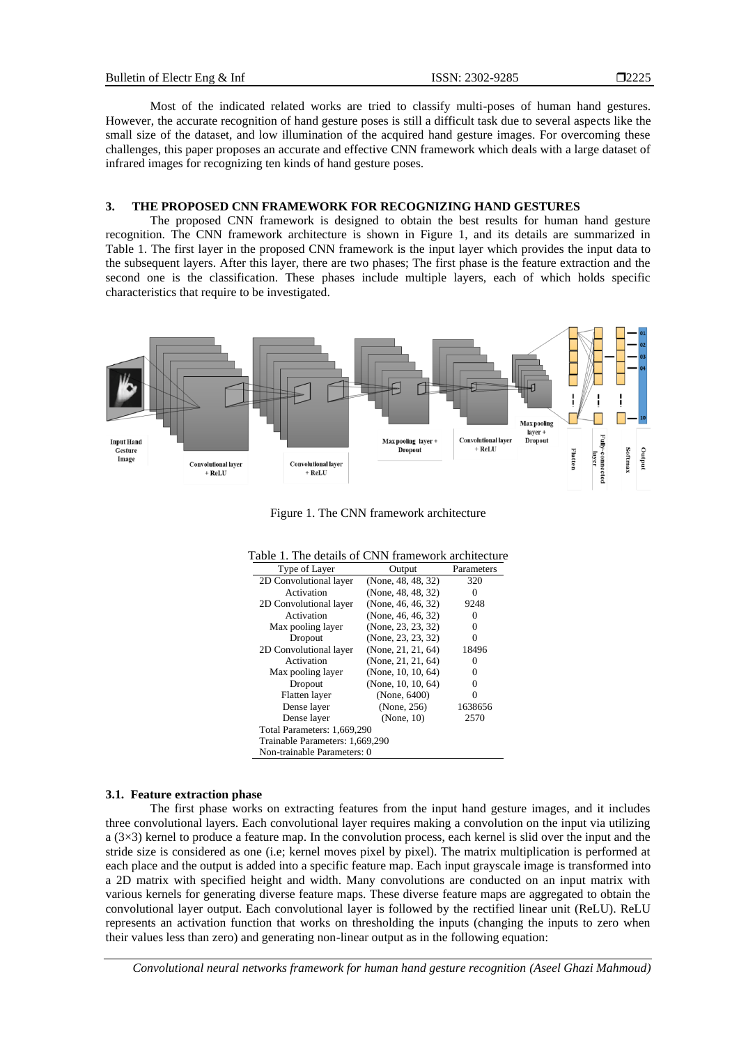Most of the indicated related works are tried to classify multi-poses of human hand gestures. However, the accurate recognition of hand gesture poses is still a difficult task due to several aspects like the small size of the dataset, and low illumination of the acquired hand gesture images. For overcoming these challenges, this paper proposes an accurate and effective CNN framework which deals with a large dataset of infrared images for recognizing ten kinds of hand gesture poses.

## 3. THE PROPOSED CNN FRAMEWORK FOR RECOGNIZING HAND GESTURES

The proposed CNN framework is designed to obtain the best results for human hand gesture recognition. The CNN framework architecture is shown in Figure 1, and its details are summarized in Table 1. The first layer in the proposed CNN framework is the input layer which provides the input data to the subsequent layers. After this layer, there are two phases; The first phase is the feature extraction and the second one is the classification. These phases include multiple layers, each of which holds specific characteristics that require to be investigated.

Figure 1. The CNN framework architecture

Table 1. The details of CNN framework architecture

| Type of Layer | Output | Parameters |
|---|---|---|
| 2D Convolutional layer | (None, 48, 48, 32) | 320 |
| Activation | (None, 48, 48, 32) | 0 |
| 2D Convolutional layer | (None, 46, 46, 32) | 9248 |
| Activation | (None, 46, 46, 32) | 0 |
| Max pooling layer | (None, 23, 23, 32) | 0 |
| Dropout | (None, 23, 23, 32) | 0 |
| 2D Convolutional layer | (None, 21, 21, 64) | 18496 |
| Activation | (None, 21, 21, 64) | 0 |
| Max pooling layer | (None, 10, 10, 64) | 0 |
| Dropout | (None, 10, 10, 64) | 0 |
| Flatten layer | (None, 6400) | 0 |
| Dense layer | (None, 256) | 1638656 |
| Dense layer | (None, 10) | 2570 |
| Total Parameters: 1,669,290 | | |
| Trainable Parameters: 1,669,290 | | |
| Non-trainable Parameters: 0 | | |

### 3.1. Feature extraction phase

The first phase works on extracting features from the input hand gesture images, and it includes three convolutional layers. Each convolutional layer requires making a convolution on the input via utilizing a (3×3) kernel to produce a feature map. In the convolution process, each kernel is slid over the input and the stride size is considered as one (i.e; kernel moves pixel by pixel). The matrix multiplication is performed at each place and the output is added into a specific feature map. Each input grayscale image is transformed into a 2D matrix with specified height and width. Many convolutions are conducted on an input matrix with various kernels for generating diverse feature maps. These diverse feature maps are aggregated to obtain the convolutional layer output. Each convolutional layer is followed by the rectified linear unit (ReLU). ReLU represents an activation function that works on thresholding the inputs (changing the inputs to zero when their values less than zero) and generating non-linear output as in the following equation: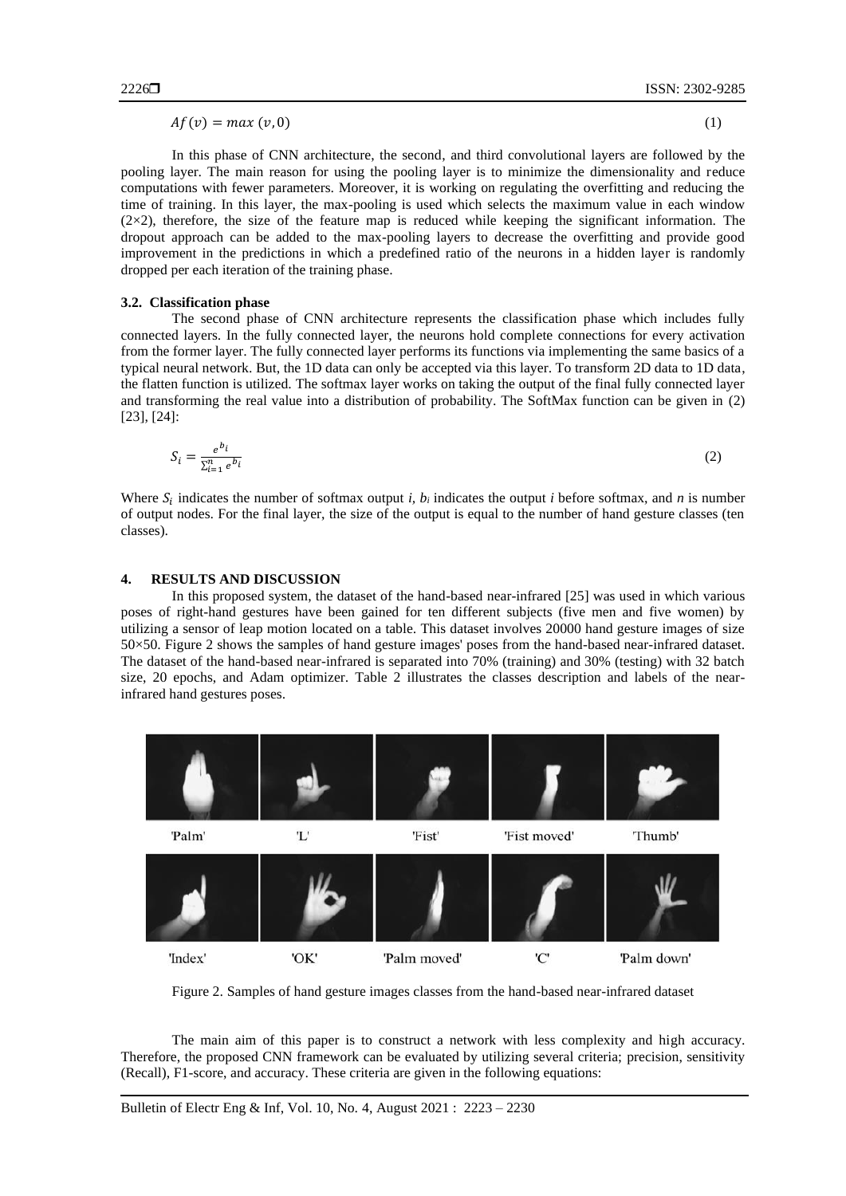$$Af(v) = max\ (v, 0) \tag{1}$$

In this phase of CNN architecture, the second, and third convolutional layers are followed by the pooling layer. The main reason for using the pooling layer is to minimize the dimensionality and reduce computations with fewer parameters. Moreover, it is working on regulating the overfitting and reducing the time of training. In this layer, the max-pooling is used which selects the maximum value in each window (2×2), therefore, the size of the feature map is reduced while keeping the significant information. The dropout approach can be added to the max-pooling layers to decrease the overfitting and provide good improvement in the predictions in which a predefined ratio of the neurons in a hidden layer is randomly dropped per each iteration of the training phase.

### 3.2. Classification phase

The second phase of CNN architecture represents the classification phase which includes fully connected layers. In the fully connected layer, the neurons hold complete connections for every activation from the former layer. The fully connected layer performs its functions via implementing the same basics of a typical neural network. But, the 1D data can only be accepted via this layer. To transform 2D data to 1D data, the flatten function is utilized. The softmax layer works on taking the output of the final fully connected layer and transforming the real value into a distribution of probability. The SoftMax function can be given in (2) [23], [24]:

$$S_i = \frac{e^{b_i}}{\sum_{i=1}^{n} e^{b_i}} \tag{2}$$

Where $S_i$ indicates the number of softmax output $i$, $b_i$ indicates the output $i$ before softmax, and $n$ is number of output nodes. For the final layer, the size of the output is equal to the number of hand gesture classes (ten classes).

## 4. RESULTS AND DISCUSSION

In this proposed system, the dataset of the hand-based near-infrared [25] was used in which various poses of right-hand gestures have been gained for ten different subjects (five men and five women) by utilizing a sensor of leap motion located on a table. This dataset involves 20000 hand gesture images of size 50×50. Figure 2 shows the samples of hand gesture images' poses from the hand-based near-infrared dataset. The dataset of the hand-based near-infrared is separated into 70% (training) and 30% (testing) with 32 batch size, 20 epochs, and Adam optimizer. Table 2 illustrates the classes description and labels of the near-infrared hand gestures poses.

'Palm' 'L' 'Fist' 'Fist moved' 'Thumb'

'Index' 'OK' 'Palm moved' 'C' 'Palm down'

Figure 2. Samples of hand gesture images classes from the hand-based near-infrared dataset

The main aim of this paper is to construct a network with less complexity and high accuracy. Therefore, the proposed CNN framework can be evaluated by utilizing several criteria; precision, sensitivity (Recall), F1-score, and accuracy. These criteria are given in the following equations: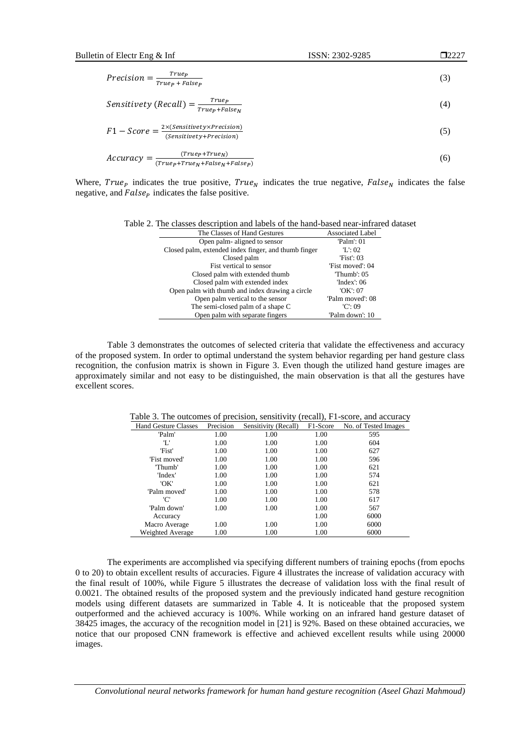$$Precision = \frac{True_P}{True_P + False_P} \tag{3}$$

$$Sensitivety\ (Recall) = \frac{True_P}{True_P + False_N} \tag{4}$$

$$F1 - Score = \frac{2 \times (Sensitivety \times Precision)}{(Sensitivety + Precision)} \tag{5}$$

$$Accuracy = \frac{(True_P + True_N)}{(True_P + True_N + False_N + False_P)} \tag{6}$$

Where, $True_P$ indicates the true positive, $True_N$ indicates the true negative, $False_N$ indicates the false negative, and $False_P$ indicates the false positive.

Table 2. The classes description and labels of the hand-based near-infrared dataset

| The Classes of Hand Gestures | Associated Label |
|---|---|
| Open palm- aligned to sensor | 'Palm': 01 |
| Closed palm, extended index finger, and thumb finger | 'L': 02 |
| Closed palm | 'Fist': 03 |
| Fist vertical to sensor | 'Fist moved': 04 |
| Closed palm with extended thumb | 'Thumb': 05 |
| Closed palm with extended index | 'Index': 06 |
| Open palm with thumb and index drawing a circle | 'OK': 07 |
| Open palm vertical to the sensor | 'Palm moved': 08 |
| The semi-closed palm of a shape C | 'C': 09 |
| Open palm with separate fingers | 'Palm down': 10 |

Table 3 demonstrates the outcomes of selected criteria that validate the effectiveness and accuracy of the proposed system. In order to optimal understand the system behavior regarding per hand gesture class recognition, the confusion matrix is shown in Figure 3. Even though the utilized hand gesture images are approximately similar and not easy to be distinguished, the main observation is that all the gestures have excellent scores.

Table 3. The outcomes of precision, sensitivity (recall), F1-score, and accuracy

| Hand Gesture Classes | Precision | Sensitivity (Recall) | F1-Score | No. of Tested Images |
|---|---|---|---|---|
| 'Palm' | 1.00 | 1.00 | 1.00 | 595 |
| 'L' | 1.00 | 1.00 | 1.00 | 604 |
| 'Fist' | 1.00 | 1.00 | 1.00 | 627 |
| 'Fist moved' | 1.00 | 1.00 | 1.00 | 596 |
| 'Thumb' | 1.00 | 1.00 | 1.00 | 621 |
| 'Index' | 1.00 | 1.00 | 1.00 | 574 |
| 'OK' | 1.00 | 1.00 | 1.00 | 621 |
| 'Palm moved' | 1.00 | 1.00 | 1.00 | 578 |
| 'C' | 1.00 | 1.00 | 1.00 | 617 |
| 'Palm down' | 1.00 | 1.00 | 1.00 | 567 |
| Accuracy | | | 1.00 | 6000 |
| Macro Average | 1.00 | 1.00 | 1.00 | 6000 |
| Weighted Average | 1.00 | 1.00 | 1.00 | 6000 |

The experiments are accomplished via specifying different numbers of training epochs (from epochs 0 to 20) to obtain excellent results of accuracies. Figure 4 illustrates the increase of validation accuracy with the final result of 100%, while Figure 5 illustrates the decrease of validation loss with the final result of 0.0021. The obtained results of the proposed system and the previously indicated hand gesture recognition models using different datasets are summarized in Table 4. It is noticeable that the proposed system outperformed and the achieved accuracy is 100%. While working on an infrared hand gesture dataset of 38425 images, the accuracy of the recognition model in [21] is 92%. Based on these obtained accuracies, we notice that our proposed CNN framework is effective and achieved excellent results while using 20000 images.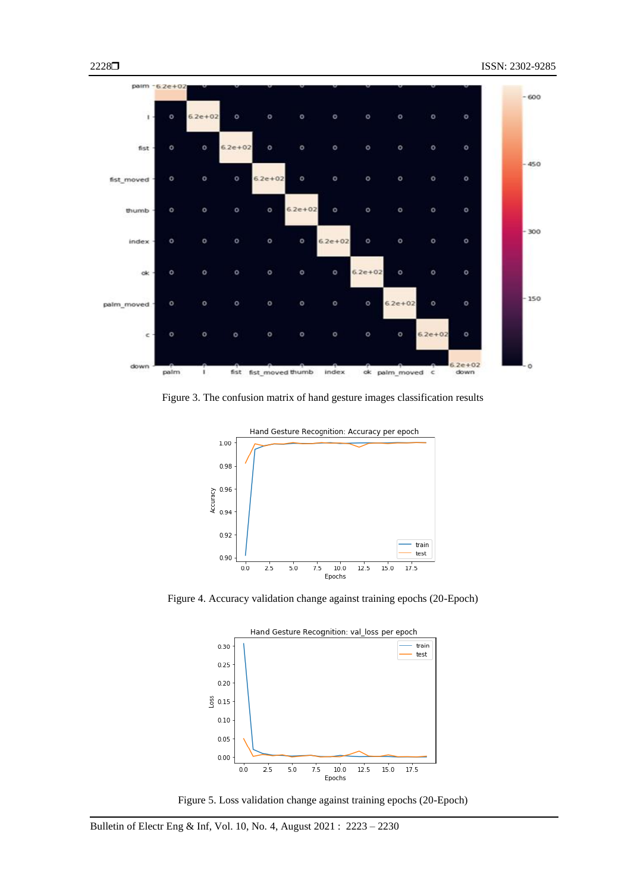Figure 3. The confusion matrix of hand gesture images classification results

Figure 4. Accuracy validation change against training epochs (20-Epoch)

Figure 5. Loss validation change against training epochs (20-Epoch)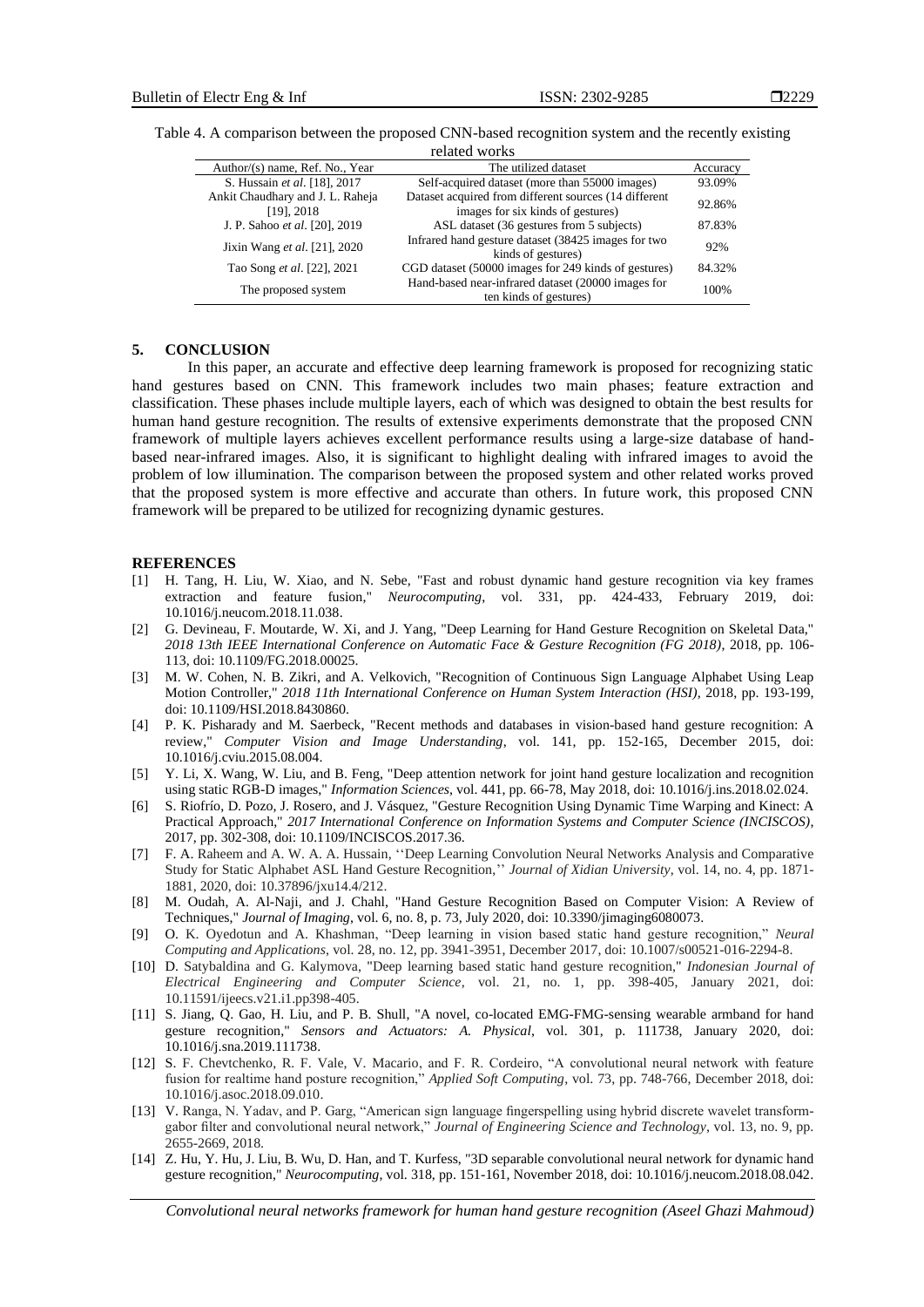Table 4. A comparison between the proposed CNN-based recognition system and the recently existing related works

| Author/(s) name, Ref. No., Year | The utilized dataset | Accuracy |
|---|---|---|
| S. Hussain *et al*. [18], 2017 | Self-acquired dataset (more than 55000 images) | 93.09% |
| Ankit Chaudhary and J. L. Raheja [19], 2018 | Dataset acquired from different sources (14 different images for six kinds of gestures) | 92.86% |
| J. P. Sahoo *et al*. [20], 2019 | ASL dataset (36 gestures from 5 subjects) | 87.83% |
| Jixin Wang *et al*. [21], 2020 | Infrared hand gesture dataset (38425 images for two kinds of gestures) | 92% |
| Tao Song *et al*. [22], 2021 | CGD dataset (50000 images for 249 kinds of gestures) | 84.32% |
| The proposed system | Hand-based near-infrared dataset (20000 images for ten kinds of gestures) | 100% |

## 5. CONCLUSION

In this paper, an accurate and effective deep learning framework is proposed for recognizing static hand gestures based on CNN. This framework includes two main phases; feature extraction and classification. These phases include multiple layers, each of which was designed to obtain the best results for human hand gesture recognition. The results of extensive experiments demonstrate that the proposed CNN framework of multiple layers achieves excellent performance results using a large-size database of hand-based near-infrared images. Also, it is significant to highlight dealing with infrared images to avoid the problem of low illumination. The comparison between the proposed system and other related works proved that the proposed system is more effective and accurate than others. In future work, this proposed CNN framework will be prepared to be utilized for recognizing dynamic gestures.

## REFERENCES

[1] H. Tang, H. Liu, W. Xiao, and N. Sebe, "Fast and robust dynamic hand gesture recognition via key frames extraction and feature fusion," *Neurocomputing*, vol. 331, pp. 424-433, February 2019, doi: 10.1016/j.neucom.2018.11.038.

[2] G. Devineau, F. Moutarde, W. Xi, and J. Yang, "Deep Learning for Hand Gesture Recognition on Skeletal Data," *2018 13th IEEE International Conference on Automatic Face & Gesture Recognition (FG 2018)*, 2018, pp. 106-113, doi: 10.1109/FG.2018.00025.

[3] M. W. Cohen, N. B. Zikri, and A. Velkovich, "Recognition of Continuous Sign Language Alphabet Using Leap Motion Controller," *2018 11th International Conference on Human System Interaction (HSI)*, 2018, pp. 193-199, doi: 10.1109/HSI.2018.8430860.

[4] P. K. Pisharady and M. Saerbeck, "Recent methods and databases in vision-based hand gesture recognition: A review," *Computer Vision and Image Understanding*, vol. 141, pp. 152-165, December 2015, doi: 10.1016/j.cviu.2015.08.004.

[5] Y. Li, X. Wang, W. Liu, and B. Feng, "Deep attention network for joint hand gesture localization and recognition using static RGB-D images," *Information Sciences*, vol. 441, pp. 66-78, May 2018, doi: 10.1016/j.ins.2018.02.024.

[6] S. Riofrío, D. Pozo, J. Rosero, and J. Vásquez, "Gesture Recognition Using Dynamic Time Warping and Kinect: A Practical Approach," *2017 International Conference on Information Systems and Computer Science (INCISCOS)*, 2017, pp. 302-308, doi: 10.1109/INCISCOS.2017.36.

[7] F. A. Raheem and A. W. A. A. Hussain, ''Deep Learning Convolution Neural Networks Analysis and Comparative Study for Static Alphabet ASL Hand Gesture Recognition,'' *Journal of Xidian University*, vol. 14, no. 4, pp. 1871-1881, 2020, doi: 10.37896/jxu14.4/212.

[8] M. Oudah, A. Al-Naji, and J. Chahl, "Hand Gesture Recognition Based on Computer Vision: A Review of Techniques," *Journal of Imaging*, vol. 6, no. 8, p. 73, July 2020, doi: 10.3390/jimaging6080073.

[9] O. K. Oyedotun and A. Khashman, "Deep learning in vision based static hand gesture recognition," *Neural Computing and Applications*, vol. 28, no. 12, pp. 3941-3951, December 2017, doi: 10.1007/s00521-016-2294-8.

[10] D. Satybaldina and G. Kalymova, "Deep learning based static hand gesture recognition," *Indonesian Journal of Electrical Engineering and Computer Science*, vol. 21, no. 1, pp. 398-405, January 2021, doi: 10.11591/ijeecs.v21.i1.pp398-405.

[11] S. Jiang, Q. Gao, H. Liu, and P. B. Shull, "A novel, co-located EMG-FMG-sensing wearable armband for hand gesture recognition," *Sensors and Actuators: A. Physical*, vol. 301, p. 111738, January 2020, doi: 10.1016/j.sna.2019.111738.

[12] S. F. Chevtchenko, R. F. Vale, V. Macario, and F. R. Cordeiro, "A convolutional neural network with feature fusion for realtime hand posture recognition," *Applied Soft Computing*, vol. 73, pp. 748-766, December 2018, doi: 10.1016/j.asoc.2018.09.010.

[13] V. Ranga, N. Yadav, and P. Garg, "American sign language fingerspelling using hybrid discrete wavelet transform-gabor filter and convolutional neural network," *Journal of Engineering Science and Technology*, vol. 13, no. 9, pp. 2655-2669, 2018.

[14] Z. Hu, Y. Hu, J. Liu, B. Wu, D. Han, and T. Kurfess, "3D separable convolutional neural network for dynamic hand gesture recognition," *Neurocomputing*, vol. 318, pp. 151-161, November 2018, doi: 10.1016/j.neucom.2018.08.042.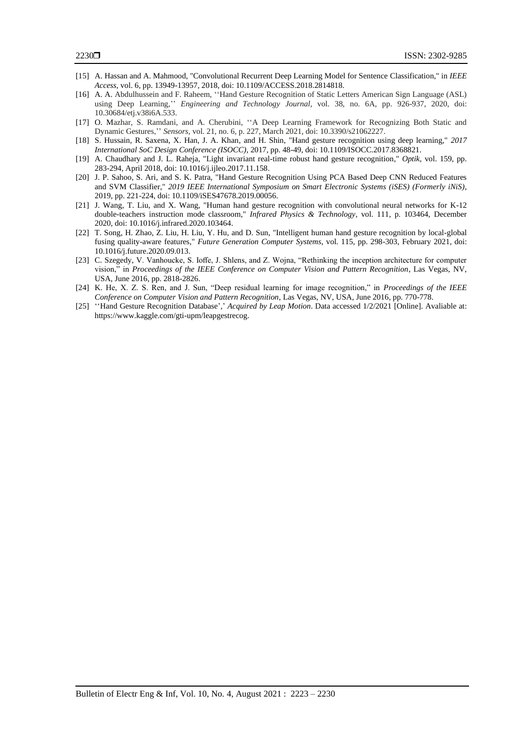[15] A. Hassan and A. Mahmood, "Convolutional Recurrent Deep Learning Model for Sentence Classification," in *IEEE Access*, vol. 6, pp. 13949-13957, 2018, doi: 10.1109/ACCESS.2018.2814818.

[16] A. A. Abdulhussein and F. Raheem, ''Hand Gesture Recognition of Static Letters American Sign Language (ASL) using Deep Learning,'' *Engineering and Technology Journal*, vol. 38, no. 6A, pp. 926-937, 2020, doi: 10.30684/etj.v38i6A.533.

[17] O. Mazhar, S. Ramdani, and A. Cherubini, ''A Deep Learning Framework for Recognizing Both Static and Dynamic Gestures,'' *Sensors*, vol. 21, no. 6, p. 227, March 2021, doi: 10.3390/s21062227.

[18] S. Hussain, R. Saxena, X. Han, J. A. Khan, and H. Shin, "Hand gesture recognition using deep learning," *2017 International SoC Design Conference (ISOCC)*, 2017, pp. 48-49, doi: 10.1109/ISOCC.2017.8368821.

[19] A. Chaudhary and J. L. Raheja, "Light invariant real-time robust hand gesture recognition," *Optik*, vol. 159, pp. 283-294, April 2018, doi: 10.1016/j.ijleo.2017.11.158.

[20] J. P. Sahoo, S. Ari, and S. K. Patra, "Hand Gesture Recognition Using PCA Based Deep CNN Reduced Features and SVM Classifier," *2019 IEEE International Symposium on Smart Electronic Systems (iSES) (Formerly iNiS)*, 2019, pp. 221-224, doi: 10.1109/iSES47678.2019.00056.

[21] J. Wang, T. Liu, and X. Wang, "Human hand gesture recognition with convolutional neural networks for K-12 double-teachers instruction mode classroom," *Infrared Physics & Technology*, vol. 111, p. 103464, December 2020, doi: 10.1016/j.infrared.2020.103464.

[22] T. Song, H. Zhao, Z. Liu, H. Liu, Y. Hu, and D. Sun, "Intelligent human hand gesture recognition by local-global fusing quality-aware features," *Future Generation Computer Systems*, vol. 115, pp. 298-303, February 2021, doi: 10.1016/j.future.2020.09.013.

[23] C. Szegedy, V. Vanhoucke, S. Ioffe, J. Shlens, and Z. Wojna, "Rethinking the inception architecture for computer vision," in *Proceedings of the IEEE Conference on Computer Vision and Pattern Recognition*, Las Vegas, NV, USA, June 2016, pp. 2818-2826.

[24] K. He, X. Z. S. Ren, and J. Sun, "Deep residual learning for image recognition," in *Proceedings of the IEEE Conference on Computer Vision and Pattern Recognition*, Las Vegas, NV, USA, June 2016, pp. 770-778.

[25] ''Hand Gesture Recognition Database',' *Acquired by Leap Motion*. Data accessed 1/2/2021 [Online]. Avaliable at: https://www.kaggle.com/gti-upm/leapgestrecog.